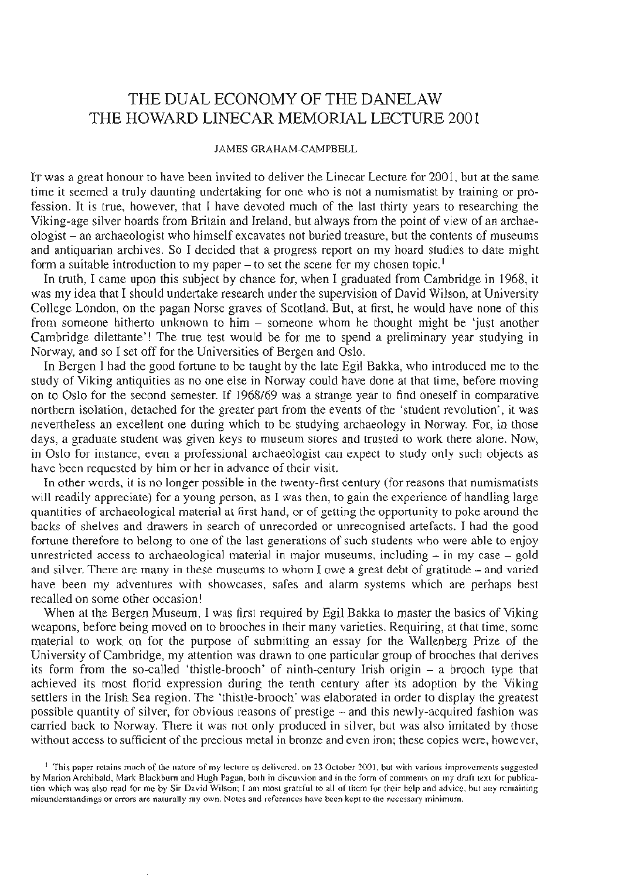# THE DUAL ECONOMY OF THE DANELAW
# THE HOWARD LINECAR MEMORIAL LECTURE 2001

JAMES GRAHAM-CAMPBELL

IT was a great honour to have been invited to deliver the Linecar Lecture for 2001, but at the same time it seemed a truly daunting undertaking for one who is not a numismatist by training or profession. It is true, however, that I have devoted much of the last thirty years to researching the Viking-age silver hoards from Britain and Ireland, but always from the point of view of an archaeologist – an archaeologist who himself excavates not buried treasure, but the contents of museums and antiquarian archives. So I decided that a progress report on my hoard studies to date might form a suitable introduction to my paper – to set the scene for my chosen topic.[1]

In truth, I came upon this subject by chance for, when I graduated from Cambridge in 1968, it was my idea that I should undertake research under the supervision of David Wilson, at University College London, on the pagan Norse graves of Scotland. But, at first, he would have none of this from someone hitherto unknown to him – someone whom he thought might be 'just another Cambridge dilettante'! The true test would be for me to spend a preliminary year studying in Norway, and so I set off for the Universities of Bergen and Oslo.

In Bergen I had the good fortune to be taught by the late Egil Bakka, who introduced me to the study of Viking antiquities as no one else in Norway could have done at that time, before moving on to Oslo for the second semester. If 1968/69 was a strange year to find oneself in comparative northern isolation, detached for the greater part from the events of the 'student revolution', it was nevertheless an excellent one during which to be studying archaeology in Norway. For, in those days, a graduate student was given keys to museum stores and trusted to work there alone. Now, in Oslo for instance, even a professional archaeologist can expect to study only such objects as have been requested by him or her in advance of their visit.

In other words, it is no longer possible in the twenty-first century (for reasons that numismatists will readily appreciate) for a young person, as I was then, to gain the experience of handling large quantities of archaeological material at first hand, or of getting the opportunity to poke around the backs of shelves and drawers in search of unrecorded or unrecognised artefacts. I had the good fortune therefore to belong to one of the last generations of such students who were able to enjoy unrestricted access to archaeological material in major museums, including – in my case – gold and silver. There are many in these museums to whom I owe a great debt of gratitude – and varied have been my adventures with showcases, safes and alarm systems which are perhaps best recalled on some other occasion!

When at the Bergen Museum, I was first required by Egil Bakka to master the basics of Viking weapons, before being moved on to brooches in their many varieties. Requiring, at that time, some material to work on for the purpose of submitting an essay for the Wallenberg Prize of the University of Cambridge, my attention was drawn to one particular group of brooches that derives its form from the so-called 'thistle-brooch' of ninth-century Irish origin – a brooch type that achieved its most florid expression during the tenth century after its adoption by the Viking settlers in the Irish Sea region. The 'thistle-brooch' was elaborated in order to display the greatest possible quantity of silver, for obvious reasons of prestige – and this newly-acquired fashion was carried back to Norway. There it was not only produced in silver, but was also imitated by those without access to sufficient of the precious metal in bronze and even iron; these copies were, however,

[1] This paper retains much of the nature of my lecture as delivered, on 23 October 2001, but with various improvements suggested by Marion Archibald, Mark Blackburn and Hugh Pagan, both in discussion and in the form of comments on my draft text for publication which was also read for me by Sir David Wilson; I am most grateful to all of them for their help and advice, but any remaining misunderstandings or errors are naturally my own. Notes and references have been kept to the necessary minimum.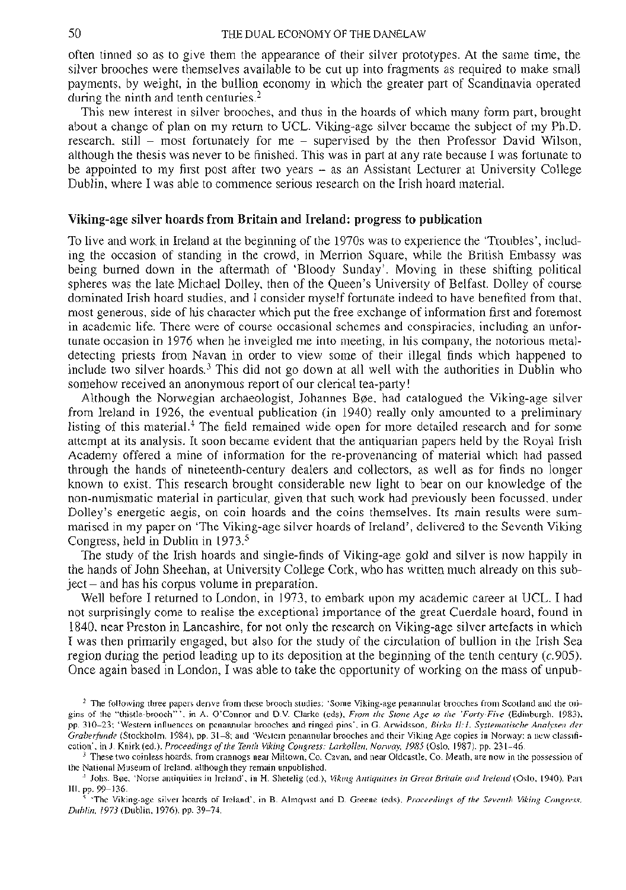often tinned so as to give them the appearance of their silver prototypes. At the same time, the silver brooches were themselves available to be cut up into fragments as required to make small payments, by weight, in the bullion economy in which the greater part of Scandinavia operated during the ninth and tenth centuries.[2]

This new interest in silver brooches, and thus in the hoards of which many form part, brought about a change of plan on my return to UCL. Viking-age silver became the subject of my Ph.D. research, still – most fortunately for me – supervised by the then Professor David Wilson, although the thesis was never to be finished. This was in part at any rate because I was fortunate to be appointed to my first post after two years – as an Assistant Lecturer at University College Dublin, where I was able to commence serious research on the Irish hoard material.

## Viking-age silver hoards from Britain and Ireland: progress to publication

To live and work in Ireland at the beginning of the 1970s was to experience the 'Troubles', including the occasion of standing in the crowd, in Merrion Square, while the British Embassy was being burned down in the aftermath of 'Bloody Sunday'. Moving in these shifting political spheres was the late Michael Dolley, then of the Queen's University of Belfast. Dolley of course dominated Irish hoard studies, and I consider myself fortunate indeed to have benefited from that, most generous, side of his character which put the free exchange of information first and foremost in academic life. There were of course occasional schemes and conspiracies, including an unfortunate occasion in 1976 when he inveigled me into meeting, in his company, the notorious metal-detecting priests from Navan in order to view some of their illegal finds which happened to include two silver hoards.[3] This did not go down at all well with the authorities in Dublin who somehow received an anonymous report of our clerical tea-party!

Although the Norwegian archaeologist, Johannes Bøe, had catalogued the Viking-age silver from Ireland in 1926, the eventual publication (in 1940) really only amounted to a preliminary listing of this material.[4] The field remained wide open for more detailed research and for some attempt at its analysis. It soon became evident that the antiquarian papers held by the Royal Irish Academy offered a mine of information for the re-provenancing of material which had passed through the hands of nineteenth-century dealers and collectors, as well as for finds no longer known to exist. This research brought considerable new light to bear on our knowledge of the non-numismatic material in particular, given that such work had previously been focussed, under Dolley's energetic aegis, on coin hoards and the coins themselves. Its main results were summarised in my paper on 'The Viking-age silver hoards of Ireland', delivered to the Seventh Viking Congress, held in Dublin in 1973.[5]

The study of the Irish hoards and single-finds of Viking-age gold and silver is now happily in the hands of John Sheehan, at University College Cork, who has written much already on this subject – and has his corpus volume in preparation.

Well before I returned to London, in 1973, to embark upon my academic career at UCL, I had not surprisingly come to realise the exceptional importance of the great Cuerdale hoard, found in 1840, near Preston in Lancashire, for not only the research on Viking-age silver artefacts in which I was then primarily engaged, but also for the study of the circulation of bullion in the Irish Sea region during the period leading up to its deposition at the beginning of the tenth century (*c*.905). Once again based in London, I was able to take the opportunity of working on the mass of unpub-

[2] The following three papers derive from these brooch studies: 'Some Viking-age penannular brooches from Scotland and the origins of the "thistle-brooch"', in A. O'Connor and D.V. Clarke (eds), *From the Stone Age to the 'Forty-Five* (Edinburgh, 1983), pp. 310–23; 'Western influences on penannular brooches and ringed pins', in G. Arwidsson, *Birka II:1. Systematische Analysen der Graberfunde* (Stockholm, 1984), pp. 31–8; and 'Western penannular brooches and their Viking Age copies in Norway: a new classification', in J. Knirk (ed.), *Proceedings of the Tenth Viking Congress: Larkollen, Norway, 1985* (Oslo, 1987), pp. 231–46.

[3] These two coinless hoards, from crannogs near Miltown, Co. Cavan, and near Oldcastle, Co. Meath, are now in the possession of the National Museum of Ireland, although they remain unpublished.

[4] Johs. Bøe, 'Norse antiquities in Ireland', in H. Shetelig (ed.), *Viking Antiquities in Great Britain and Ireland* (Oslo, 1940), Part III, pp. 99–136.

[5] 'The Viking-age silver hoards of Ireland', in B. Almqvist and D. Greene (eds), *Proceedings of the Seventh Viking Congress, Dublin, 1973* (Dublin, 1976), pp. 39–74.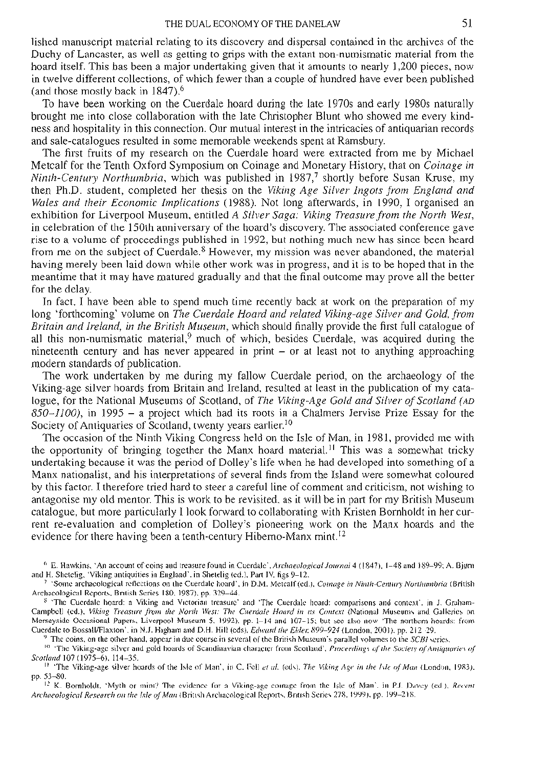lished manuscript material relating to its discovery and dispersal contained in the archives of the Duchy of Lancaster, as well as getting to grips with the extant non-numismatic material from the hoard itself. This has been a major undertaking given that it amounts to nearly 1,200 pieces, now in twelve different collections, of which fewer than a couple of hundred have ever been published (and those mostly back in 1847).[6]

To have been working on the Cuerdale hoard during the late 1970s and early 1980s naturally brought me into close collaboration with the late Christopher Blunt who showed me every kindness and hospitality in this connection. Our mutual interest in the intricacies of antiquarian records and sale-catalogues resulted in some memorable weekends spent at Ramsbury.

The first fruits of my research on the Cuerdale hoard were extracted from me by Michael Metcalf for the Tenth Oxford Symposium on Coinage and Monetary History, that on *Coinage in Ninth-Century Northumbria*, which was published in 1987,[7] shortly before Susan Kruse, my then Ph.D. student, completed her thesis on the *Viking Age Silver Ingots from England and Wales and their Economic Implications* (1988). Not long afterwards, in 1990, I organised an exhibition for Liverpool Museum, entitled *A Silver Saga: Viking Treasure from the North West*, in celebration of the 150th anniversary of the hoard's discovery. The associated conference gave rise to a volume of proceedings published in 1992, but nothing much new has since been heard from me on the subject of Cuerdale.[8] However, my mission was never abandoned, the material having merely been laid down while other work was in progress, and it is to be hoped that in the meantime that it may have matured gradually and that the final outcome may prove all the better for the delay.

In fact, I have been able to spend much time recently back at work on the preparation of my long 'forthcoming' volume on *The Cuerdale Hoard and related Viking-age Silver and Gold, from Britain and Ireland, in the British Museum*, which should finally provide the first full catalogue of all this non-numismatic material,[9] much of which, besides Cuerdale, was acquired during the nineteenth century and has never appeared in print – or at least not to anything approaching modern standards of publication.

The work undertaken by me during my fallow Cuerdale period, on the archaeology of the Viking-age silver hoards from Britain and Ireland, resulted at least in the publication of my catalogue, for the National Museums of Scotland, of *The Viking-Age Gold and Silver of Scotland (AD 850–1100)*, in 1995 – a project which had its roots in a Chalmers Jervise Prize Essay for the Society of Antiquaries of Scotland, twenty years earlier.[10]

The occasion of the Ninth Viking Congress held on the Isle of Man, in 1981, provided me with the opportunity of bringing together the Manx hoard material.[11] This was a somewhat tricky undertaking because it was the period of Dolley's life when he had developed into something of a Manx nationalist, and his interpretations of several finds from the Island were somewhat coloured by this factor. I therefore tried hard to steer a careful line of comment and criticism, not wishing to antagonise my old mentor. This is work to be revisited, as it will be in part for my British Museum catalogue, but more particularly I look forward to collaborating with Kristen Bornholdt in her current re-evaluation and completion of Dolley's pioneering work on the Manx hoards and the evidence for there having been a tenth-century Hiberno-Manx mint.[12]

[6] E. Hawkins, 'An account of coins and treasure found in Cuerdale', *Archaeological Journal* 4 (1847), 1–48 and 189–99; A. Bjørn and H. Shetelig, 'Viking antiquities in England', in Shetelig (ed.), Part IV, figs 9–12.

[7] 'Some archaeological reflections on the Cuerdale hoard', in D.M. Metcalf (ed.), *Coinage in Ninth-Century Northumbria* (British Archaeological Reports, British Series 180, 1987), pp. 329–44.

[8] 'The Cuerdale hoard: a Viking and Victorian treasure' and 'The Cuerdale hoard: comparisons and context', in J. Graham-Campbell (ed.), *Viking Treasure from the North West: The Cuerdale Hoard in its Context* (National Museums and Galleries on Merseyside Occasional Papers, Liverpool Museum 5, 1992), pp. 1–14 and 107–15; but see also now 'The northern hoards: from Cuerdale to Bossall/Flaxton', in N.J. Higham and D.H. Hill (eds), *Edward the Elder, 899–924* (London, 2001), pp. 212–29.

[9] The coins, on the other hand, appear in due course in several of the British Museum's parallel volumes to the *SCBI* series.

[10] 'The Viking-age silver and gold hoards of Scandinavian character from Scotland', *Proceedings of the Society of Antiquaries of Scotland* 107 (1975–6), 114–35.

[11] 'The Viking-age silver hoards of the Isle of Man', in C. Fell *et al.* (eds), *The Viking Age in the Isle of Man* (London, 1983), pp. 53–80.

[12] K. Bornholdt, 'Myth or mint? The evidence for a Viking-age coinage from the Isle of Man', in P.J. Davey (ed.), *Recent Archaeological Research on the Isle of Man* (British Archaeological Reports, British Series 278, 1999), pp. 199–218.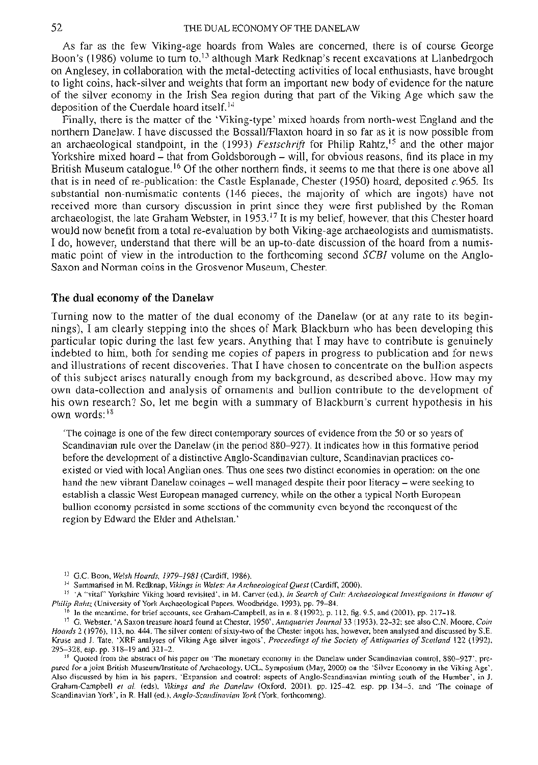As far as the few Viking-age hoards from Wales are concerned, there is of course George Boon's (1986) volume to turn to,[13] although Mark Redknap's recent excavations at Llanbedrgoch on Anglesey, in collaboration with the metal-detecting activities of local enthusiasts, have brought to light coins, hack-silver and weights that form an important new body of evidence for the nature of the silver economy in the Irish Sea region during that part of the Viking Age which saw the deposition of the Cuerdale hoard itself.[14]

Finally, there is the matter of the 'Viking-type' mixed hoards from north-west England and the northern Danelaw. I have discussed the Bossall/Flaxton hoard in so far as it is now possible from an archaeological standpoint, in the (1993) *Festschrift* for Philip Rahtz,[15] and the other major Yorkshire mixed hoard – that from Goldsborough – will, for obvious reasons, find its place in my British Museum catalogue.[16] Of the other northern finds, it seems to me that there is one above all that is in need of re-publication: the Castle Esplanade, Chester (1950) hoard, deposited *c.*965. Its substantial non-numismatic contents (146 pieces, the majority of which are ingots) have not received more than cursory discussion in print since they were first published by the Roman archaeologist, the late Graham Webster, in 1953.[17] It is my belief, however, that this Chester hoard would now benefit from a total re-evaluation by both Viking-age archaeologists and numismatists. I do, however, understand that there will be an up-to-date discussion of the hoard from a numismatic point of view in the introduction to the forthcoming second *SCBI* volume on the Anglo-Saxon and Norman coins in the Grosvenor Museum, Chester.

## The dual economy of the Danelaw

Turning now to the matter of the dual economy of the Danelaw (or at any rate to its beginnings), I am clearly stepping into the shoes of Mark Blackburn who has been developing this particular topic during the last few years. Anything that I may have to contribute is genuinely indebted to him, both for sending me copies of papers in progress to publication and for news and illustrations of recent discoveries. That I have chosen to concentrate on the bullion aspects of this subject arises naturally enough from my background, as described above. How may my own data-collection and analysis of ornaments and bullion contribute to the development of his own research? So, let me begin with a summary of Blackburn's current hypothesis in his own words:[18]

> 'The coinage is one of the few direct contemporary sources of evidence from the 50 or so years of Scandinavian rule over the Danelaw (in the period 880–927). It indicates how in this formative period before the development of a distinctive Anglo-Scandinavian culture, Scandinavian practices co-existed or vied with local Anglian ones. Thus one sees two distinct economies in operation: on the one hand the new vibrant Danelaw coinages – well managed despite their poor literacy – were seeking to establish a classic West European managed currency, while on the other a typical North European bullion economy persisted in some sections of the community even beyond the reconquest of the region by Edward the Elder and Athelstan.'

---

[13] G.C. Boon, *Welsh Hoards, 1979–1981* (Cardiff, 1986).

[14] Summarised in M. Redknap, *Vikings in Wales: An Archaeological Quest* (Cardiff, 2000).

[15] 'A "vital" Yorkshire Viking hoard revisited', in M. Carver (ed.), *In Search of Cult: Archaeological Investigations in Honour of Philip Rahtz* (University of York Archaeological Papers, Woodbridge, 1993), pp. 79–84.

[16] In the meantime, for brief accounts, see Graham-Campbell, as in n. 8 (1992), p. 112, fig. 9.5, and (2001), pp. 217–18.

[17] G. Webster, 'A Saxon treasure hoard found at Chester, 1950', *Antiquaries Journal* 33 (1953), 22–32; see also C.N. Moore, *Coin Hoards* 2 (1976), 113, no. 444. The silver content of sixty-two of the Chester ingots has, however, been analysed and discussed by S.E. Kruse and J. Tate, 'XRF analyses of Viking Age silver ingots', *Proceedings of the Society of Antiquaries of Scotland* 122 (1992), 295–328, esp. pp. 318–19 and 321–2.

[18] Quoted from the abstract of his paper on 'The monetary economy in the Danelaw under Scandinavian control, 880–927', prepared for a joint British Museum/Institute of Archaeology, UCL, Symposium (May, 2000) on the 'Silver Economy in the Viking Age'. Also discussed by him in his papers, 'Expansion and control: aspects of Anglo-Scandinavian minting south of the Humber', in J. Graham-Campbell *et al.* (eds), *Vikings and the Danelaw* (Oxford, 2001), pp. 125–42, esp. pp. 134–5, and 'The coinage of Scandinavian York', in R. Hall (ed.), *Anglo-Scandinavian York* (York, forthcoming).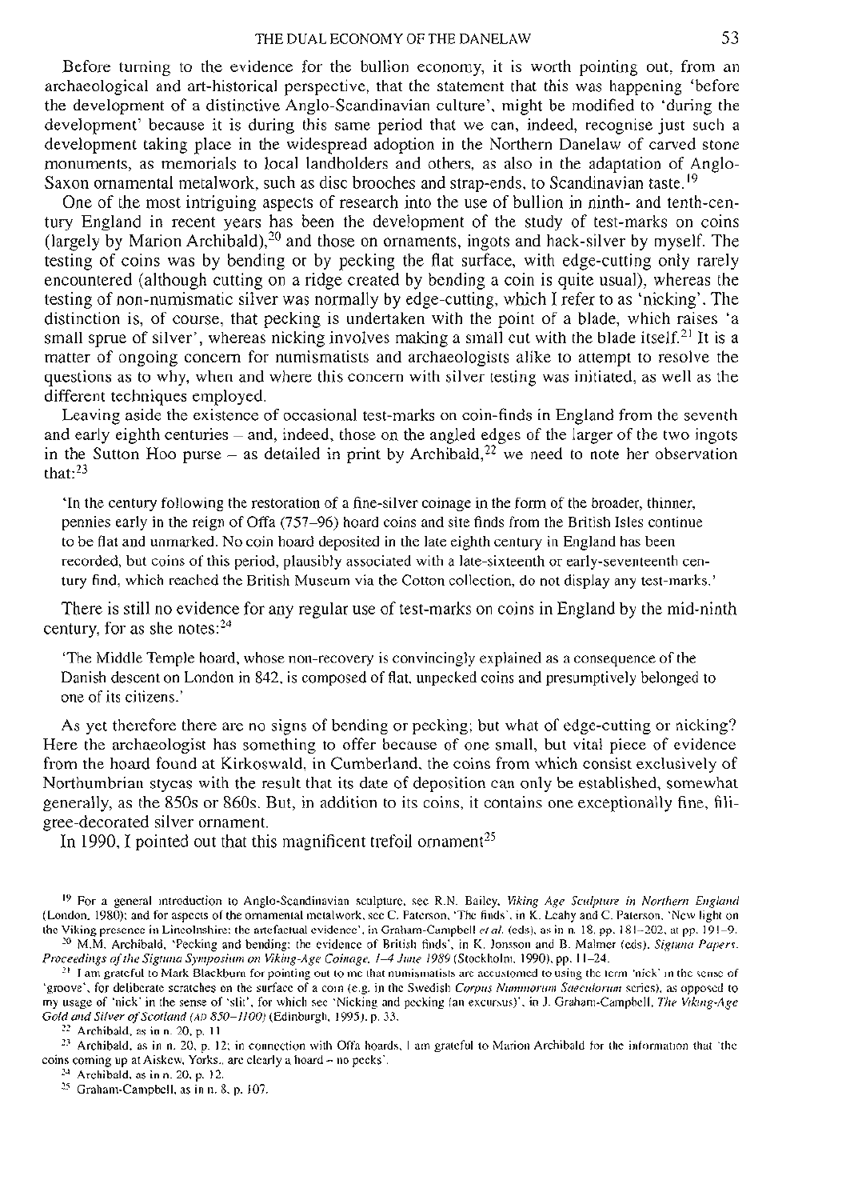Before turning to the evidence for the bullion economy, it is worth pointing out, from an archaeological and art-historical perspective, that the statement that this was happening 'before the development of a distinctive Anglo-Scandinavian culture', might be modified to 'during the development' because it is during this same period that we can, indeed, recognise just such a development taking place in the widespread adoption in the Northern Danelaw of carved stone monuments, as memorials to local landholders and others, as also in the adaptation of Anglo-Saxon ornamental metalwork, such as disc brooches and strap-ends, to Scandinavian taste.[19]

One of the most intriguing aspects of research into the use of bullion in ninth- and tenth-century England in recent years has been the development of the study of test-marks on coins (largely by Marion Archibald),[20] and those on ornaments, ingots and hack-silver by myself. The testing of coins was by bending or by pecking the flat surface, with edge-cutting only rarely encountered (although cutting on a ridge created by bending a coin is quite usual), whereas the testing of non-numismatic silver was normally by edge-cutting, which I refer to as 'nicking'. The distinction is, of course, that pecking is undertaken with the point of a blade, which raises 'a small sprue of silver', whereas nicking involves making a small cut with the blade itself.[21] It is a matter of ongoing concern for numismatists and archaeologists alike to attempt to resolve the questions as to why, when and where this concern with silver testing was initiated, as well as the different techniques employed.

Leaving aside the existence of occasional test-marks on coin-finds in England from the seventh and early eighth centuries – and, indeed, those on the angled edges of the larger of the two ingots in the Sutton Hoo purse – as detailed in print by Archibald,[22] we need to note her observation that:[23]

> 'In the century following the restoration of a fine-silver coinage in the form of the broader, thinner, pennies early in the reign of Offa (757–96) hoard coins and site finds from the British Isles continue to be flat and unmarked. No coin hoard deposited in the late eighth century in England has been recorded, but coins of this period, plausibly associated with a late-sixteenth or early-seventeenth century find, which reached the British Museum via the Cotton collection, do not display any test-marks.'

There is still no evidence for any regular use of test-marks on coins in England by the mid-ninth century, for as she notes:[24]

> 'The Middle Temple hoard, whose non-recovery is convincingly explained as a consequence of the Danish descent on London in 842, is composed of flat, unpecked coins and presumptively belonged to one of its citizens.'

As yet therefore there are no signs of bending or pecking; but what of edge-cutting or nicking? Here the archaeologist has something to offer because of one small, but vital piece of evidence from the hoard found at Kirkoswald, in Cumberland, the coins from which consist exclusively of Northumbrian stycas with the result that its date of deposition can only be established, somewhat generally, as the 850s or 860s. But, in addition to its coins, it contains one exceptionally fine, filigree-decorated silver ornament.

In 1990, I pointed out that this magnificent trefoil ornament[25]

---

[19] For a general introduction to Anglo-Scandinavian sculpture, see R.N. Bailey, *Viking Age Sculpture in Northern England* (London, 1980); and for aspects of the ornamental metalwork, see C. Paterson, 'The finds', in K. Leahy and C. Paterson, 'New light on the Viking presence in Lincolnshire: the artefactual evidence', in Graham-Campbell *et al.* (eds), as in n. 18, pp. 181–202, at pp. 191–9.

[20] M.M. Archibald, 'Pecking and bending: the evidence of British finds', in K. Jonsson and B. Malmer (eds), *Sigtuna Papers. Proceedings of the Sigtuna Symposium on Viking-Age Coinage, 1–4 June 1989* (Stockholm, 1990), pp. 11–24.

[21] I am grateful to Mark Blackburn for pointing out to me that numismatists are accustomed to using the term 'nick' in the sense of 'groove', for deliberate scratches on the surface of a coin (e.g. in the Swedish *Corpus Nummorum Saeculorum* series), as opposed to my usage of 'nick' in the sense of 'slit', for which see 'Nicking and pecking (an excursus)', in J. Graham-Campbell, *The Viking-Age Gold and Silver of Scotland (AD 850–1100)* (Edinburgh, 1995), p. 33.

[22] Archibald, as in n. 20, p. 11.

[23] Archibald, as in n. 20, p. 12; in connection with Offa hoards, I am grateful to Marion Archibald for the information that 'the coins coming up at Aiskew, Yorks., are clearly a hoard – no pecks'.

[24] Archibald, as in n. 20, p. 12.

[25] Graham-Campbell, as in n. 8, p. 107.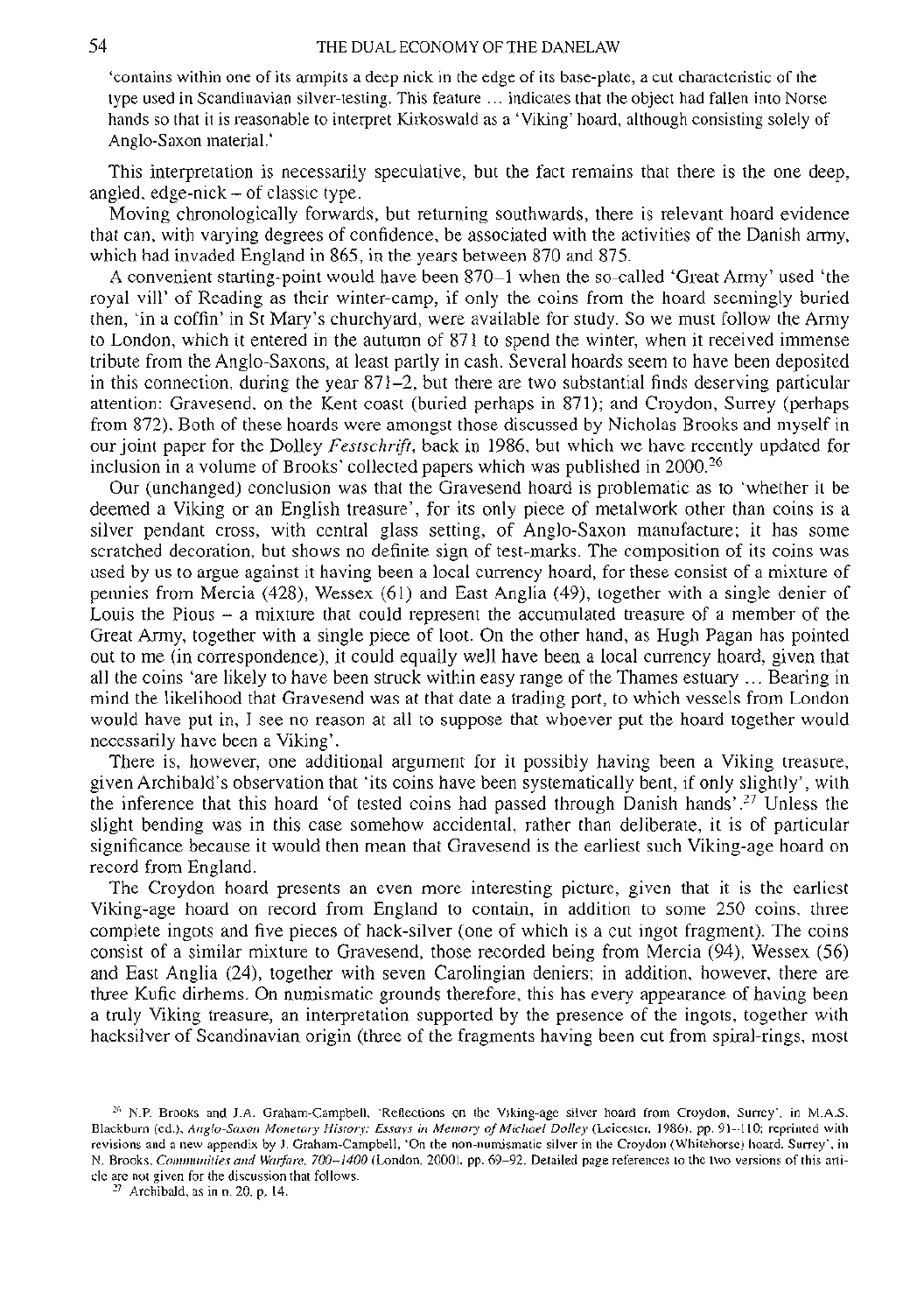'contains within one of its armpits a deep nick in the edge of its base-plate, a cut characteristic of the type used in Scandinavian silver-testing. This feature ... indicates that the object had fallen into Norse hands so that it is reasonable to interpret Kirkoswald as a 'Viking' hoard, although consisting solely of Anglo-Saxon material.'

This interpretation is necessarily speculative, but the fact remains that there is the one deep, angled, edge-nick – of classic type.

Moving chronologically forwards, but returning southwards, there is relevant hoard evidence that can, with varying degrees of confidence, be associated with the activities of the Danish army, which had invaded England in 865, in the years between 870 and 875.

A convenient starting-point would have been 870–1 when the so-called 'Great Army' used 'the royal vill' of Reading as their winter-camp, if only the coins from the hoard seemingly buried then, 'in a coffin' in St Mary's churchyard, were available for study. So we must follow the Army to London, which it entered in the autumn of 871 to spend the winter, when it received immense tribute from the Anglo-Saxons, at least partly in cash. Several hoards seem to have been deposited in this connection, during the year 871–2, but there are two substantial finds deserving particular attention: Gravesend, on the Kent coast (buried perhaps in 871); and Croydon, Surrey (perhaps from 872). Both of these hoards were amongst those discussed by Nicholas Brooks and myself in our joint paper for the Dolley *Festschrift*, back in 1986, but which we have recently updated for inclusion in a volume of Brooks' collected papers which was published in 2000.[26]

Our (unchanged) conclusion was that the Gravesend hoard is problematic as to 'whether it be deemed a Viking or an English treasure', for its only piece of metalwork other than coins is a silver pendant cross, with central glass setting, of Anglo-Saxon manufacture; it has some scratched decoration, but shows no definite sign of test-marks. The composition of its coins was used by us to argue against it having been a local currency hoard, for these consist of a mixture of pennies from Mercia (428), Wessex (61) and East Anglia (49), together with a single denier of Louis the Pious – a mixture that could represent the accumulated treasure of a member of the Great Army, together with a single piece of loot. On the other hand, as Hugh Pagan has pointed out to me (in correspondence), it could equally well have been a local currency hoard, given that all the coins 'are likely to have been struck within easy range of the Thames estuary ... Bearing in mind the likelihood that Gravesend was at that date a trading port, to which vessels from London would have put in, I see no reason at all to suppose that whoever put the hoard together would necessarily have been a Viking'.

There is, however, one additional argument for it possibly having been a Viking treasure, given Archibald's observation that 'its coins have been systematically bent, if only slightly', with the inference that this hoard 'of tested coins had passed through Danish hands'.[27] Unless the slight bending was in this case somehow accidental, rather than deliberate, it is of particular significance because it would then mean that Gravesend is the earliest such Viking-age hoard on record from England.

The Croydon hoard presents an even more interesting picture, given that it is the earliest Viking-age hoard on record from England to contain, in addition to some 250 coins, three complete ingots and five pieces of hack-silver (one of which is a cut ingot fragment). The coins consist of a similar mixture to Gravesend, those recorded being from Mercia (94), Wessex (56) and East Anglia (24), together with seven Carolingian deniers; in addition, however, there are three Kufic dirhems. On numismatic grounds therefore, this has every appearance of having been a truly Viking treasure, an interpretation supported by the presence of the ingots, together with hacksilver of Scandinavian origin (three of the fragments having been cut from spiral-rings, most

[26] N.P. Brooks and J.A. Graham-Campbell, 'Reflections on the Viking-age silver hoard from Croydon, Surrey', in M.A.S. Blackburn (ed.), *Anglo-Saxon Monetary History: Essays in Memory of Michael Dolley* (Leicester, 1986), pp. 91–110; reprinted with revisions and a new appendix by J. Graham-Campbell, 'On the non-numismatic silver in the Croydon (Whitehorse) hoard, Surrey', in N. Brooks, *Communities and Warfare, 700–1400* (London, 2000), pp. 69–92. Detailed page references to the two versions of this article are not given for the discussion that follows.

[27] Archibald, as in n. 20, p. 14.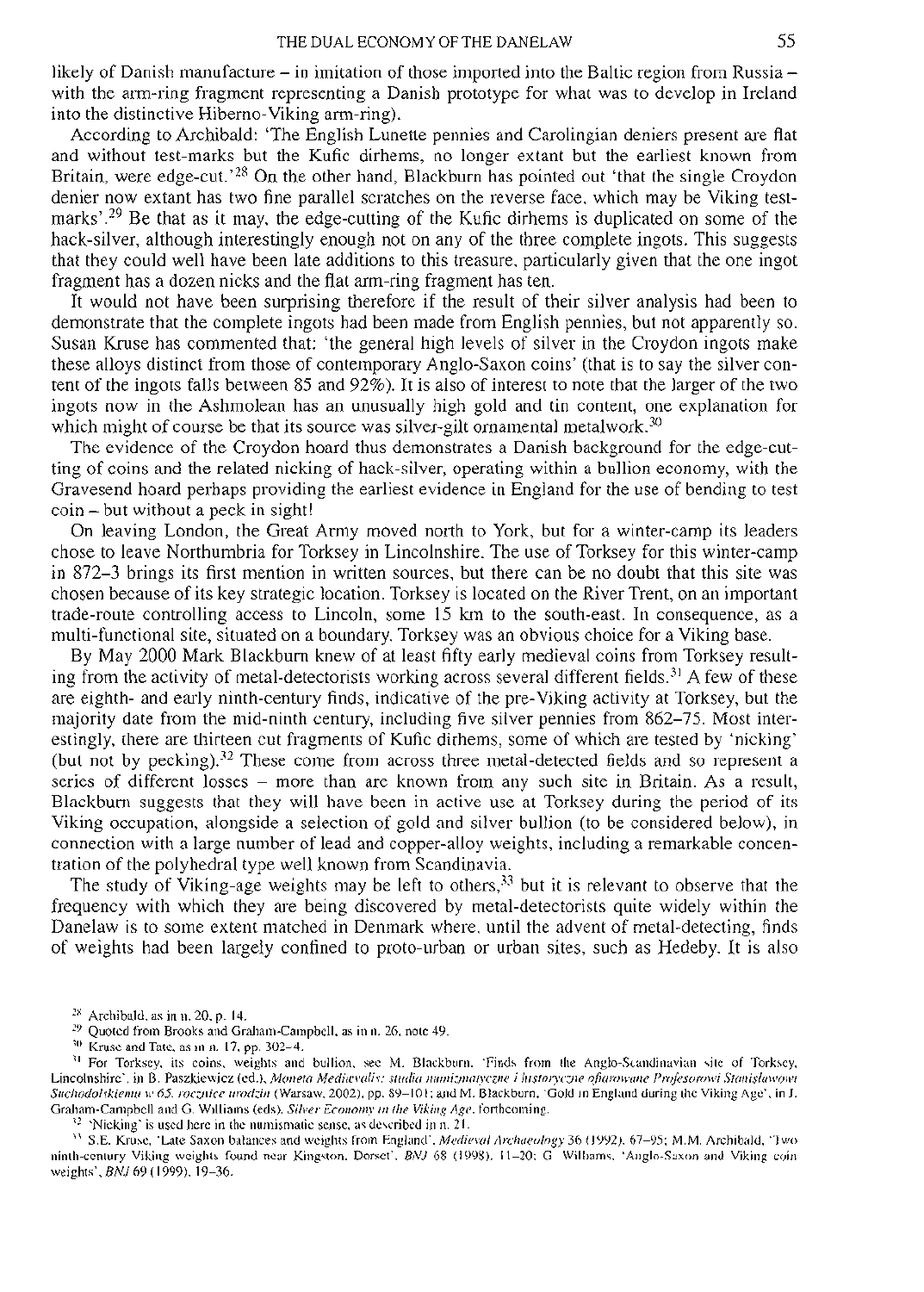likely of Danish manufacture – in imitation of those imported into the Baltic region from Russia – with the arm-ring fragment representing a Danish prototype for what was to develop in Ireland into the distinctive Hiberno-Viking arm-ring).

According to Archibald: 'The English Lunette pennies and Carolingian deniers present are flat and without test-marks but the Kufic dirhems, no longer extant but the earliest known from Britain, were edge-cut.'[28] On the other hand, Blackburn has pointed out 'that the single Croydon denier now extant has two fine parallel scratches on the reverse face, which may be Viking test-marks'.[29] Be that as it may, the edge-cutting of the Kufic dirhems is duplicated on some of the hack-silver, although interestingly enough not on any of the three complete ingots. This suggests that they could well have been late additions to this treasure, particularly given that the one ingot fragment has a dozen nicks and the flat arm-ring fragment has ten.

It would not have been surprising therefore if the result of their silver analysis had been to demonstrate that the complete ingots had been made from English pennies, but not apparently so. Susan Kruse has commented that: 'the general high levels of silver in the Croydon ingots make these alloys distinct from those of contemporary Anglo-Saxon coins' (that is to say the silver content of the ingots falls between 85 and 92%). It is also of interest to note that the larger of the two ingots now in the Ashmolean has an unusually high gold and tin content, one explanation for which might of course be that its source was silver-gilt ornamental metalwork.[30]

The evidence of the Croydon hoard thus demonstrates a Danish background for the edge-cutting of coins and the related nicking of hack-silver, operating within a bullion economy, with the Gravesend hoard perhaps providing the earliest evidence in England for the use of bending to test coin – but without a peck in sight!

On leaving London, the Great Army moved north to York, but for a winter-camp its leaders chose to leave Northumbria for Torksey in Lincolnshire. The use of Torksey for this winter-camp in 872–3 brings its first mention in written sources, but there can be no doubt that this site was chosen because of its key strategic location. Torksey is located on the River Trent, on an important trade-route controlling access to Lincoln, some 15 km to the south-east. In consequence, as a multi-functional site, situated on a boundary, Torksey was an obvious choice for a Viking base.

By May 2000 Mark Blackburn knew of at least fifty early medieval coins from Torksey resulting from the activity of metal-detectorists working across several different fields.[31] A few of these are eighth- and early ninth-century finds, indicative of the pre-Viking activity at Torksey, but the majority date from the mid-ninth century, including five silver pennies from 862–75. Most interestingly, there are thirteen cut fragments of Kufic dirhems, some of which are tested by 'nicking' (but not by pecking).[32] These come from across three metal-detected fields and so represent a series of different losses – more than are known from any such site in Britain. As a result, Blackburn suggests that they will have been in active use at Torksey during the period of its Viking occupation, alongside a selection of gold and silver bullion (to be considered below), in connection with a large number of lead and copper-alloy weights, including a remarkable concentration of the polyhedral type well known from Scandinavia.

The study of Viking-age weights may be left to others,[33] but it is relevant to observe that the frequency with which they are being discovered by metal-detectorists quite widely within the Danelaw is to some extent matched in Denmark where, until the advent of metal-detecting, finds of weights had been largely confined to proto-urban or urban sites, such as Hedeby. It is also

---

[28] Archibald, as in n. 20, p. 14.

[29] Quoted from Brooks and Graham-Campbell, as in n. 26, note 49.

[30] Kruse and Tate, as in n. 17, pp. 302–4.

[31] For Torksey, its coins, weights and bullion, see M. Blackburn, 'Finds from the Anglo-Scandinavian site of Torksey, Lincolnshire', in B. Paszkiewicz (ed.), *Moneta Mediævalis: studia numizmatyczne i historyczne ofiarowane Profesorowi Stanisławowi Suchodolskiemu w 65. rocznicę urodzin* (Warsaw, 2002), pp. 89–101; and M. Blackburn, 'Gold in England during the Viking Age', in J. Graham-Campbell and G. Williams (eds), *Silver Economy in the Viking Age*, forthcoming.

[32] 'Nicking' is used here in the numismatic sense, as described in n. 21.

[33] S.E. Kruse, 'Late Saxon balances and weights from England', *Medieval Archaeology* 36 (1992), 67–95; M.M. Archibald, 'Two ninth-century Viking weights found near Kingston, Dorset', *BNJ* 68 (1998), 11–20; G. Williams, 'Anglo-Saxon and Viking coin weights', *BNJ* 69 (1999), 19–36.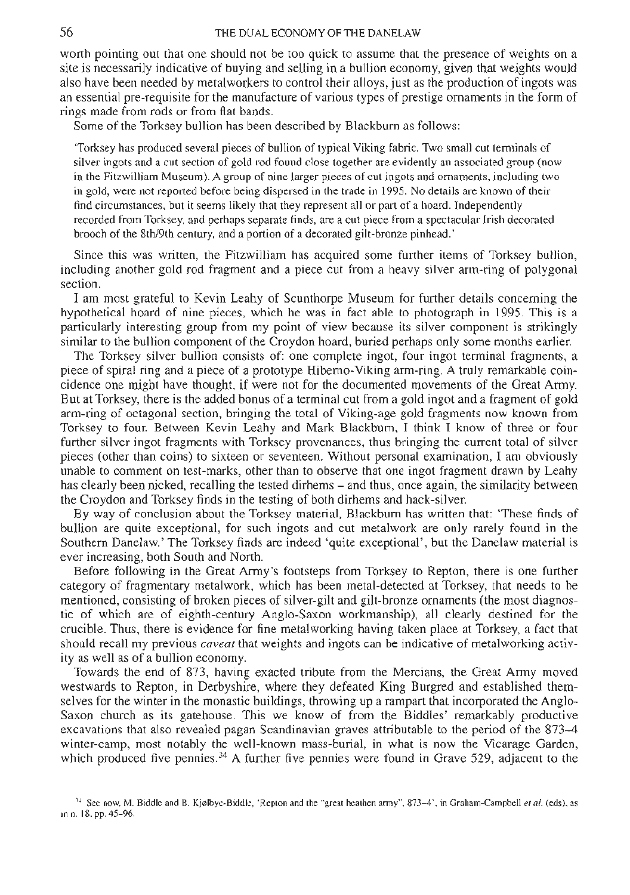worth pointing out that one should not be too quick to assume that the presence of weights on a site is necessarily indicative of buying and selling in a bullion economy, given that weights would also have been needed by metalworkers to control their alloys, just as the production of ingots was an essential pre-requisite for the manufacture of various types of prestige ornaments in the form of rings made from rods or from flat bands.

Some of the Torksey bullion has been described by Blackburn as follows:

> 'Torksey has produced several pieces of bullion of typical Viking fabric. Two small cut terminals of silver ingots and a cut section of gold rod found close together are evidently an associated group (now in the Fitzwilliam Museum). A group of nine larger pieces of cut ingots and ornaments, including two in gold, were not reported before being dispersed in the trade in 1995. No details are known of their find circumstances, but it seems likely that they represent all or part of a hoard. Independently recorded from Torksey, and perhaps separate finds, are a cut piece from a spectacular Irish decorated brooch of the 8th/9th century, and a portion of a decorated gilt-bronze pinhead.'

Since this was written, the Fitzwilliam has acquired some further items of Torksey bullion, including another gold rod fragment and a piece cut from a heavy silver arm-ring of polygonal section.

I am most grateful to Kevin Leahy of Scunthorpe Museum for further details concerning the hypothetical hoard of nine pieces, which he was in fact able to photograph in 1995. This is a particularly interesting group from my point of view because its silver component is strikingly similar to the bullion component of the Croydon hoard, buried perhaps only some months earlier.

The Torksey silver bullion consists of: one complete ingot, four ingot terminal fragments, a piece of spiral ring and a piece of a prototype Hiberno-Viking arm-ring. A truly remarkable coincidence one might have thought, if were not for the documented movements of the Great Army. But at Torksey, there is the added bonus of a terminal cut from a gold ingot and a fragment of gold arm-ring of octagonal section, bringing the total of Viking-age gold fragments now known from Torksey to four. Between Kevin Leahy and Mark Blackburn, I think I know of three or four further silver ingot fragments with Torksey provenances, thus bringing the current total of silver pieces (other than coins) to sixteen or seventeen. Without personal examination, I am obviously unable to comment on test-marks, other than to observe that one ingot fragment drawn by Leahy has clearly been nicked, recalling the tested dirhems – and thus, once again, the similarity between the Croydon and Torksey finds in the testing of both dirhems and hack-silver.

By way of conclusion about the Torksey material, Blackburn has written that: 'These finds of bullion are quite exceptional, for such ingots and cut metalwork are only rarely found in the Southern Danelaw.' The Torksey finds are indeed 'quite exceptional', but the Danelaw material is ever increasing, both South and North.

Before following in the Great Army's footsteps from Torksey to Repton, there is one further category of fragmentary metalwork, which has been metal-detected at Torksey, that needs to be mentioned, consisting of broken pieces of silver-gilt and gilt-bronze ornaments (the most diagnostic of which are of eighth-century Anglo-Saxon workmanship), all clearly destined for the crucible. Thus, there is evidence for fine metalworking having taken place at Torksey, a fact that should recall my previous *caveat* that weights and ingots can be indicative of metalworking activity as well as of a bullion economy.

Towards the end of 873, having exacted tribute from the Mercians, the Great Army moved westwards to Repton, in Derbyshire, where they defeated King Burgred and established themselves for the winter in the monastic buildings, throwing up a rampart that incorporated the Anglo-Saxon church as its gatehouse. This we know of from the Biddles' remarkably productive excavations that also revealed pagan Scandinavian graves attributable to the period of the 873–4 winter-camp, most notably the well-known mass-burial, in what is now the Vicarage Garden, which produced five pennies.[34] A further five pennies were found in Grave 529, adjacent to the

[34] See now, M. Biddle and B. Kjølbye-Biddle, 'Repton and the "great heathen army", 873–4', in Graham-Campbell *et al.* (eds), as in n. 18, pp. 45–96.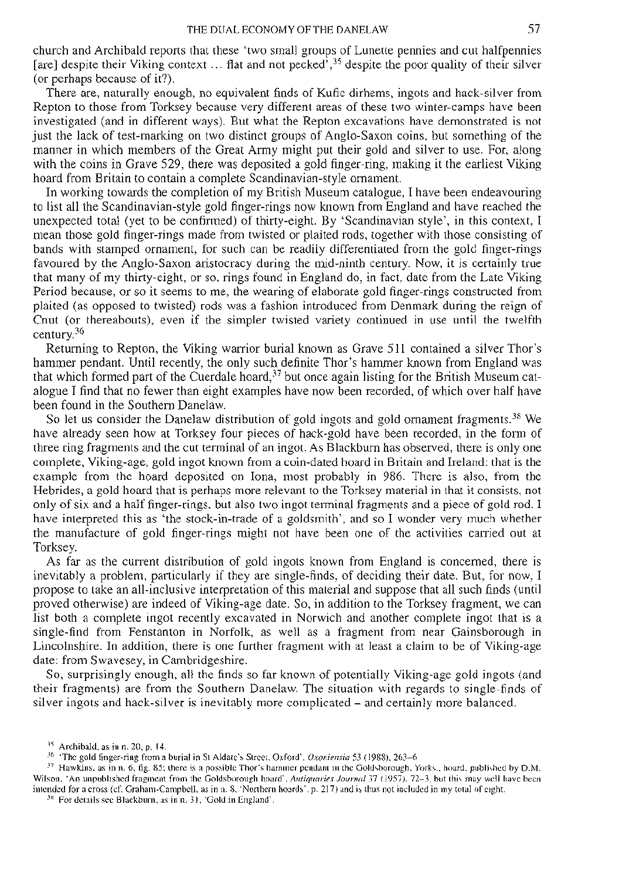church and Archibald reports that these 'two small groups of Lunette pennies and cut halfpennies [are] despite their Viking context … flat and not pecked',[35] despite the poor quality of their silver (or perhaps because of it?).

There are, naturally enough, no equivalent finds of Kufic dirhems, ingots and hack-silver from Repton to those from Torksey because very different areas of these two winter-camps have been investigated (and in different ways). But what the Repton excavations have demonstrated is not just the lack of test-marking on two distinct groups of Anglo-Saxon coins, but something of the manner in which members of the Great Army might put their gold and silver to use. For, along with the coins in Grave 529, there was deposited a gold finger-ring, making it the earliest Viking hoard from Britain to contain a complete Scandinavian-style ornament.

In working towards the completion of my British Museum catalogue, I have been endeavouring to list all the Scandinavian-style gold finger-rings now known from England and have reached the unexpected total (yet to be confirmed) of thirty-eight. By 'Scandinavian style', in this context, I mean those gold finger-rings made from twisted or plaited rods, together with those consisting of bands with stamped ornament, for such can be readily differentiated from the gold finger-rings favoured by the Anglo-Saxon aristocracy during the mid-ninth century. Now, it is certainly true that many of my thirty-eight, or so, rings found in England do, in fact, date from the Late Viking Period because, or so it seems to me, the wearing of elaborate gold finger-rings constructed from plaited (as opposed to twisted) rods was a fashion introduced from Denmark during the reign of Cnut (or thereabouts), even if the simpler twisted variety continued in use until the twelfth century.[36]

Returning to Repton, the Viking warrior burial known as Grave 511 contained a silver Thor's hammer pendant. Until recently, the only such definite Thor's hammer known from England was that which formed part of the Cuerdale hoard,[37] but once again listing for the British Museum catalogue I find that no fewer than eight examples have now been recorded, of which over half have been found in the Southern Danelaw.

So let us consider the Danelaw distribution of gold ingots and gold ornament fragments.[38] We have already seen how at Torksey four pieces of hack-gold have been recorded, in the form of three ring fragments and the cut terminal of an ingot. As Blackburn has observed, there is only one complete, Viking-age, gold ingot known from a coin-dated hoard in Britain and Ireland: that is the example from the hoard deposited on Iona, most probably in 986. There is also, from the Hebrides, a gold hoard that is perhaps more relevant to the Torksey material in that it consists, not only of six and a half finger-rings, but also two ingot terminal fragments and a piece of gold rod. I have interpreted this as 'the stock-in-trade of a goldsmith', and so I wonder very much whether the manufacture of gold finger-rings might not have been one of the activities carried out at Torksey.

As far as the current distribution of gold ingots known from England is concerned, there is inevitably a problem, particularly if they are single-finds, of deciding their date. But, for now, I propose to take an all-inclusive interpretation of this material and suppose that all such finds (until proved otherwise) are indeed of Viking-age date. So, in addition to the Torksey fragment, we can list both a complete ingot recently excavated in Norwich and another complete ingot that is a single-find from Fenstanton in Norfolk, as well as a fragment from near Gainsborough in Lincolnshire. In addition, there is one further fragment with at least a claim to be of Viking-age date: from Swavesey, in Cambridgeshire.

So, surprisingly enough, all the finds so far known of potentially Viking-age gold ingots (and their fragments) are from the Southern Danelaw. The situation with regards to single-finds of silver ingots and hack-silver is inevitably more complicated – and certainly more balanced.

---

[35] Archibald, as in n. 20, p. 14.

[36] 'The gold finger-ring from a burial in St Aldate's Street, Oxford', *Oxoniensia* 53 (1988), 263–6.

[37] Hawkins, as in n. 6, fig. 85; there is a possible Thor's hammer pendant in the Goldsborough, Yorks., hoard, published by D.M. Wilson, 'An unpublished fragment from the Goldsborough hoard', *Antiquaries Journal* 37 (1957), 72–3, but this may well have been intended for a cross (cf. Graham-Campbell, as in n. 8, 'Northern hoards', p. 217) and is thus not included in my total of eight.

[38] For details see Blackburn, as in n. 31, 'Gold in England'.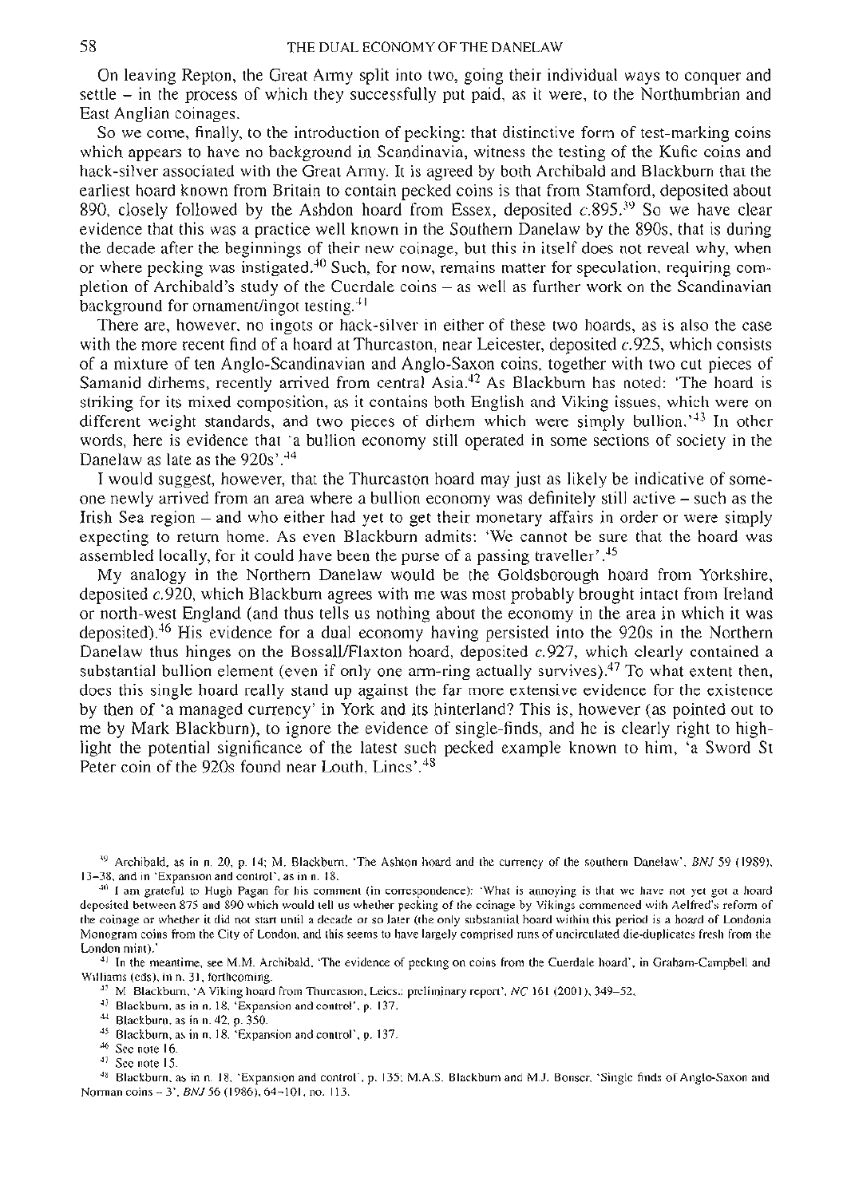On leaving Repton, the Great Army split into two, going their individual ways to conquer and settle – in the process of which they successfully put paid, as it were, to the Northumbrian and East Anglian coinages.

So we come, finally, to the introduction of pecking: that distinctive form of test-marking coins which appears to have no background in Scandinavia, witness the testing of the Kufic coins and hack-silver associated with the Great Army. It is agreed by both Archibald and Blackburn that the earliest hoard known from Britain to contain pecked coins is that from Stamford, deposited about 890, closely followed by the Ashdon hoard from Essex, deposited *c.*895.[39] So we have clear evidence that this was a practice well known in the Southern Danelaw by the 890s, that is during the decade after the beginnings of their new coinage, but this in itself does not reveal why, when or where pecking was instigated.[40] Such, for now, remains matter for speculation, requiring completion of Archibald's study of the Cuerdale coins – as well as further work on the Scandinavian background for ornament/ingot testing.[41]

There are, however, no ingots or hack-silver in either of these two hoards, as is also the case with the more recent find of a hoard at Thurcaston, near Leicester, deposited *c.*925, which consists of a mixture of ten Anglo-Scandinavian and Anglo-Saxon coins, together with two cut pieces of Samanid dirhems, recently arrived from central Asia.[42] As Blackburn has noted: 'The hoard is striking for its mixed composition, as it contains both English and Viking issues, which were on different weight standards, and two pieces of dirhem which were simply bullion.'[43] In other words, here is evidence that 'a bullion economy still operated in some sections of society in the Danelaw as late as the 920s'.[44]

I would suggest, however, that the Thurcaston hoard may just as likely be indicative of someone newly arrived from an area where a bullion economy was definitely still active – such as the Irish Sea region – and who either had yet to get their monetary affairs in order or were simply expecting to return home. As even Blackburn admits: 'We cannot be sure that the hoard was assembled locally, for it could have been the purse of a passing traveller'.[45]

My analogy in the Northern Danelaw would be the Goldsborough hoard from Yorkshire, deposited *c.*920, which Blackburn agrees with me was most probably brought intact from Ireland or north-west England (and thus tells us nothing about the economy in the area in which it was deposited).[46] His evidence for a dual economy having persisted into the 920s in the Northern Danelaw thus hinges on the Bossall/Flaxton hoard, deposited *c.*927, which clearly contained a substantial bullion element (even if only one arm-ring actually survives).[47] To what extent then, does this single hoard really stand up against the far more extensive evidence for the existence by then of 'a managed currency' in York and its hinterland? This is, however (as pointed out to me by Mark Blackburn), to ignore the evidence of single-finds, and he is clearly right to highlight the potential significance of the latest such pecked example known to him, 'a Sword St Peter coin of the 920s found near Louth, Lincs'.[48]

---

[39] Archibald, as in n. 20, p. 14; M. Blackburn, 'The Ashton hoard and the currency of the southern Danelaw', *BNJ* 59 (1989), 13–38, and in 'Expansion and control', as in n. 18.

[40] I am grateful to Hugh Pagan for his comment (in correspondence): 'What is annoying is that we have not yet got a hoard deposited between 875 and 890 which would tell us whether pecking of the coinage by Vikings commenced with Aelfred's reform of the coinage or whether it did not start until a decade or so later (the only substantial hoard within this period is a hoard of Londonia Monogram coins from the City of London, and this seems to have largely comprised runs of uncirculated die-duplicates fresh from the London mint).'

[41] In the meantime, see M.M. Archibald, 'The evidence of pecking on coins from the Cuerdale hoard', in Graham-Campbell and Williams (eds), in n. 31, forthcoming.

[42] M. Blackburn, 'A Viking hoard from Thurcaston, Leics.: preliminary report', *NC* 161 (2001), 349–52.

[43] Blackburn, as in n. 18, 'Expansion and control', p. 137.

[44] Blackburn, as in n. 42, p. 350.

[45] Blackburn, as in n. 18, 'Expansion and control', p. 137.

[46] See note 16.

[47] See note 15.

[48] Blackburn, as in n. 18, 'Expansion and control', p. 135; M.A.S. Blackburn and M.J. Bonser, 'Single finds of Anglo-Saxon and Norman coins – 3', *BNJ* 56 (1986), 64–101, no. 113.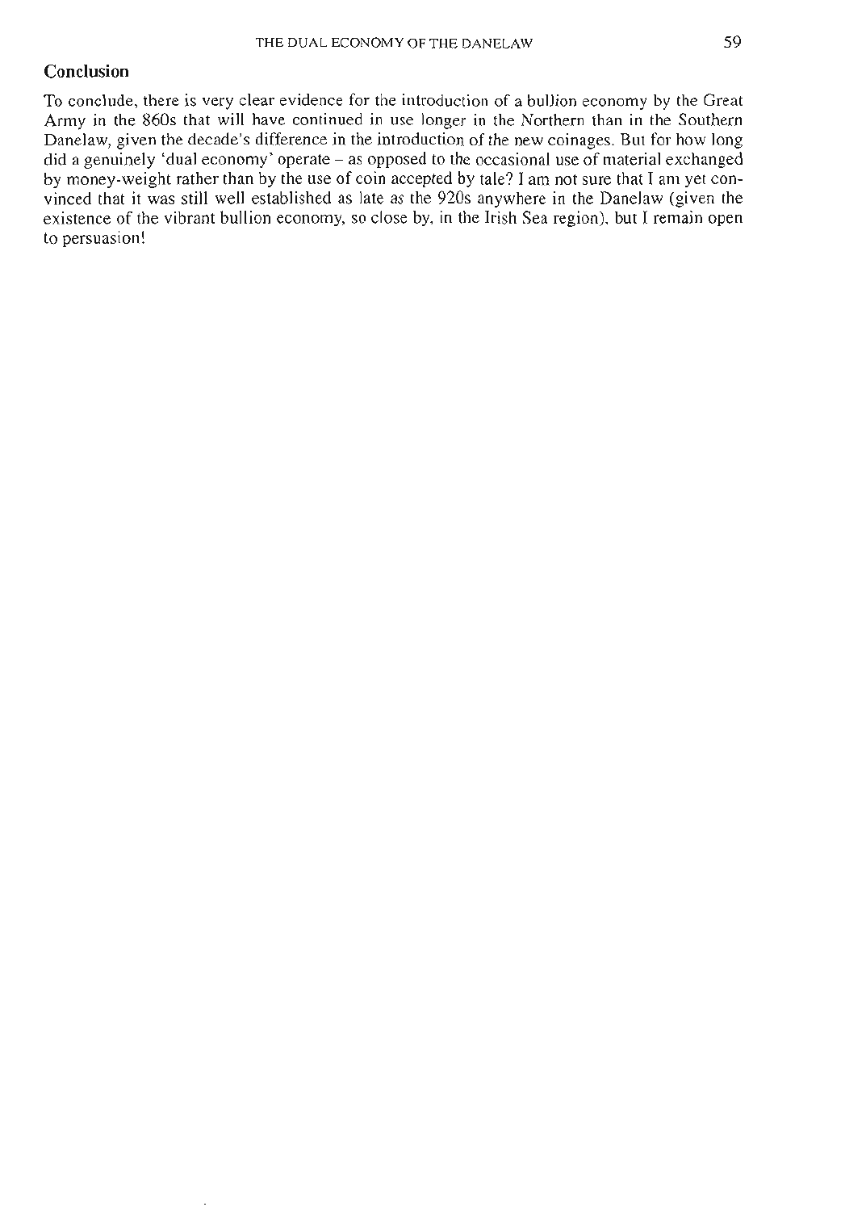## Conclusion

To conclude, there is very clear evidence for the introduction of a bullion economy by the Great Army in the 860s that will have continued in use longer in the Northern than in the Southern Danelaw, given the decade's difference in the introduction of the new coinages. But for how long did a genuinely 'dual economy' operate – as opposed to the occasional use of material exchanged by money-weight rather than by the use of coin accepted by tale? I am not sure that I am yet convinced that it was still well established as late as the 920s anywhere in the Danelaw (given the existence of the vibrant bullion economy, so close by, in the Irish Sea region), but I remain open to persuasion!